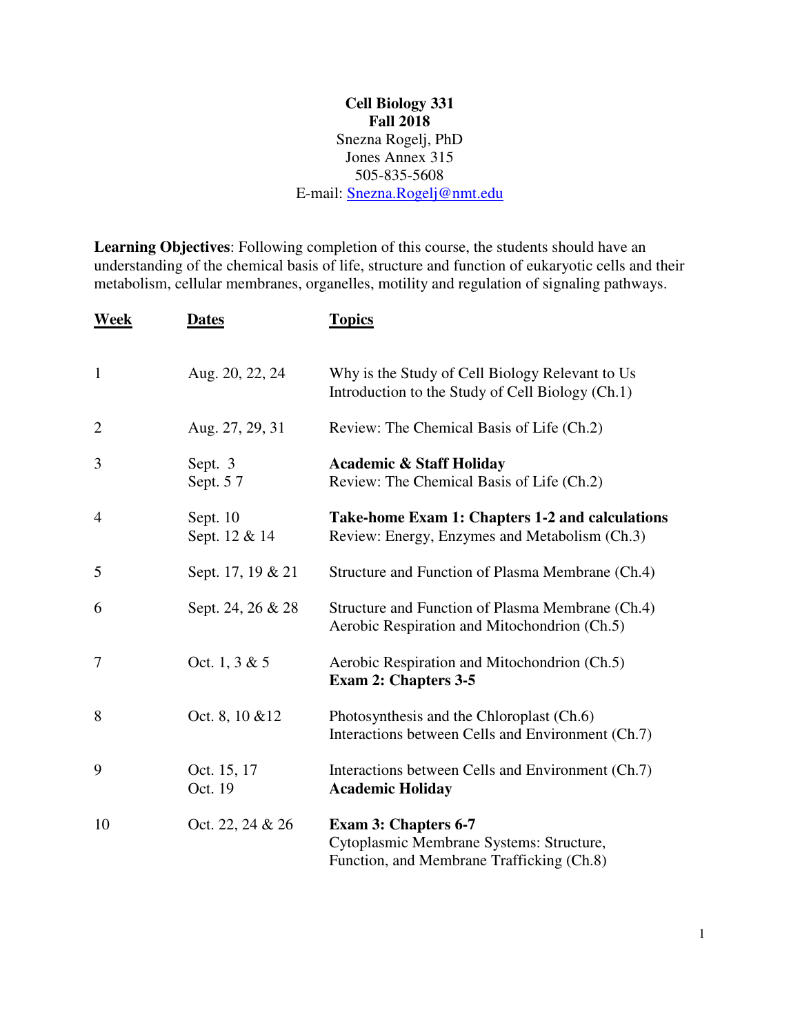**Cell Biology 331**
**Fall 2018**
Snezna Rogelj, PhD
Jones Annex 315
505-835-5608
E-mail: Snezna.Rogelj@nmt.edu

**Learning Objectives**: Following completion of this course, the students should have an understanding of the chemical basis of life, structure and function of eukaryotic cells and their metabolism, cellular membranes, organelles, motility and regulation of signaling pathways.

| Week | Dates | Topics |
| --- | --- | --- |
| 1 | Aug. 20, 22, 24 | Why is the Study of Cell Biology Relevant to Us<br>Introduction to the Study of Cell Biology (Ch.1) |
| 2 | Aug. 27, 29, 31 | Review: The Chemical Basis of Life (Ch.2) |
| 3 | Sept. 3<br>Sept. 5 7 | **Academic & Staff Holiday**<br>Review: The Chemical Basis of Life (Ch.2) |
| 4 | Sept. 10<br>Sept. 12 & 14 | **Take-home Exam 1: Chapters 1-2 and calculations**<br>Review: Energy, Enzymes and Metabolism (Ch.3) |
| 5 | Sept. 17, 19 & 21 | Structure and Function of Plasma Membrane (Ch.4) |
| 6 | Sept. 24, 26 & 28 | Structure and Function of Plasma Membrane (Ch.4)<br>Aerobic Respiration and Mitochondrion (Ch.5) |
| 7 | Oct. 1, 3 & 5 | Aerobic Respiration and Mitochondrion (Ch.5)<br>**Exam 2: Chapters 3-5** |
| 8 | Oct. 8, 10 &12 | Photosynthesis and the Chloroplast (Ch.6)<br>Interactions between Cells and Environment (Ch.7) |
| 9 | Oct. 15, 17<br>Oct. 19 | Interactions between Cells and Environment (Ch.7)<br>**Academic Holiday** |
| 10 | Oct. 22, 24 & 26 | **Exam 3: Chapters 6-7**<br>Cytoplasmic Membrane Systems: Structure, Function, and Membrane Trafficking (Ch.8) |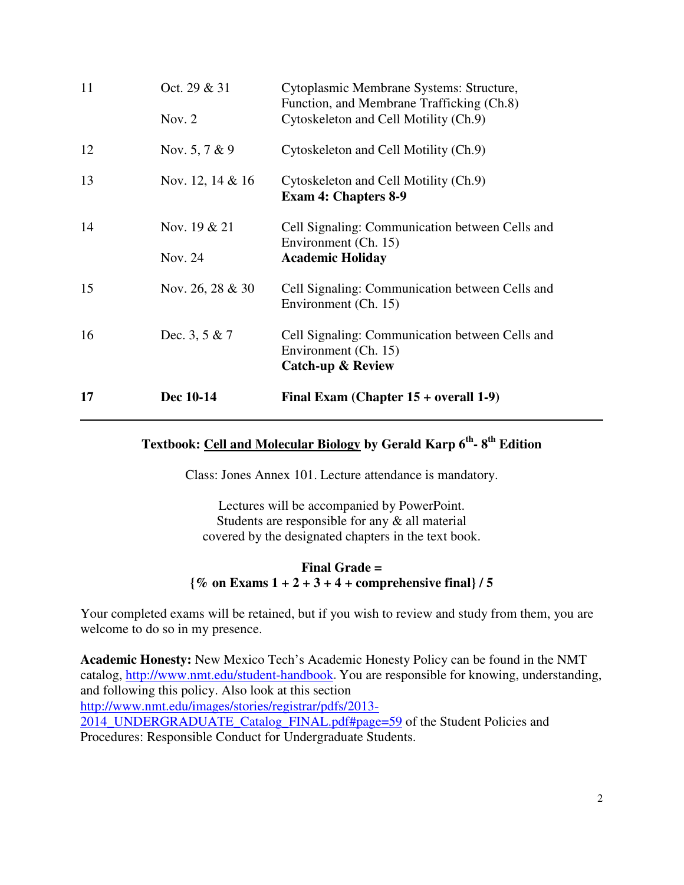| | | |
|---|---|---|
| 11 | Oct. 29 & 31 | Cytoplasmic Membrane Systems: Structure, Function, and Membrane Trafficking (Ch.8) |
| | Nov. 2 | Cytoskeleton and Cell Motility (Ch.9) |
| 12 | Nov. 5, 7 & 9 | Cytoskeleton and Cell Motility (Ch.9) |
| 13 | Nov. 12, 14 & 16 | Cytoskeleton and Cell Motility (Ch.9) **Exam 4: Chapters 8-9** |
| 14 | Nov. 19 & 21 | Cell Signaling: Communication between Cells and Environment (Ch. 15) |
| | Nov. 24 | **Academic Holiday** |
| 15 | Nov. 26, 28 & 30 | Cell Signaling: Communication between Cells and Environment (Ch. 15) |
| 16 | Dec. 3, 5 & 7 | Cell Signaling: Communication between Cells and Environment (Ch. 15) **Catch-up & Review** |
| **17** | **Dec 10-14** | **Final Exam (Chapter 15 + overall 1-9)** |

**Textbook: Cell and Molecular Biology by Gerald Karp 6th- 8th Edition**

Class: Jones Annex 101. Lecture attendance is mandatory.

Lectures will be accompanied by PowerPoint.
Students are responsible for any & all material
covered by the designated chapters in the text book.

**Final Grade =**
**{% on Exams 1 + 2 + 3 + 4 + comprehensive final} / 5**

Your completed exams will be retained, but if you wish to review and study from them, you are welcome to do so in my presence.

**Academic Honesty:** New Mexico Tech's Academic Honesty Policy can be found in the NMT catalog, http://www.nmt.edu/student-handbook. You are responsible for knowing, understanding, and following this policy. Also look at this section http://www.nmt.edu/images/stories/registrar/pdfs/2013-2014_UNDERGRADUATE_Catalog_FINAL.pdf#page=59 of the Student Policies and Procedures: Responsible Conduct for Undergraduate Students.